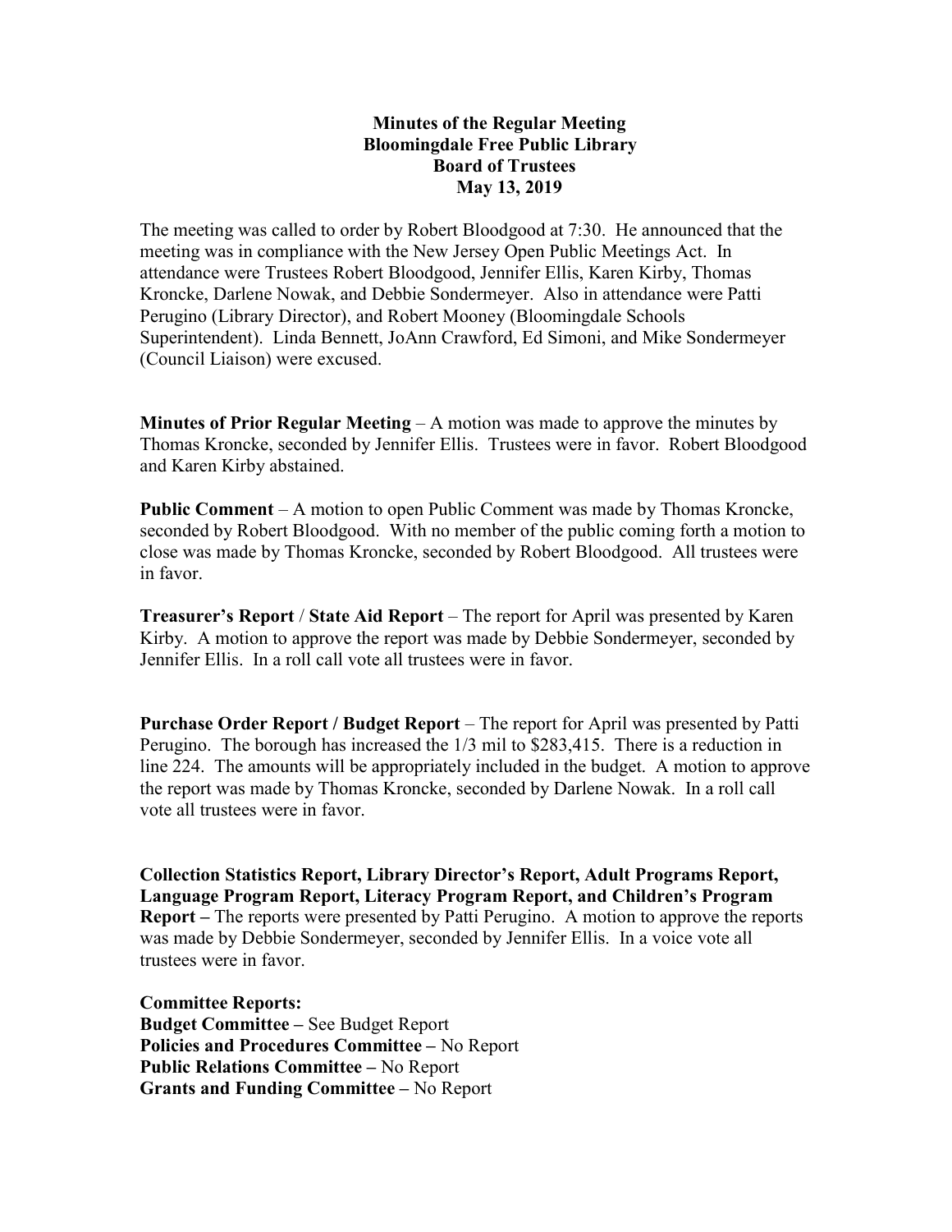# Minutes of the Regular Meeting
# Bloomingdale Free Public Library
# Board of Trustees
# May 13, 2019

The meeting was called to order by Robert Bloodgood at 7:30. He announced that the meeting was in compliance with the New Jersey Open Public Meetings Act. In attendance were Trustees Robert Bloodgood, Jennifer Ellis, Karen Kirby, Thomas Kroncke, Darlene Nowak, and Debbie Sondermeyer. Also in attendance were Patti Perugino (Library Director), and Robert Mooney (Bloomingdale Schools Superintendent). Linda Bennett, JoAnn Crawford, Ed Simoni, and Mike Sondermeyer (Council Liaison) were excused.

**Minutes of Prior Regular Meeting** – A motion was made to approve the minutes by Thomas Kroncke, seconded by Jennifer Ellis. Trustees were in favor. Robert Bloodgood and Karen Kirby abstained.

**Public Comment** – A motion to open Public Comment was made by Thomas Kroncke, seconded by Robert Bloodgood. With no member of the public coming forth a motion to close was made by Thomas Kroncke, seconded by Robert Bloodgood. All trustees were in favor.

**Treasurer's Report** / **State Aid Report** – The report for April was presented by Karen Kirby. A motion to approve the report was made by Debbie Sondermeyer, seconded by Jennifer Ellis. In a roll call vote all trustees were in favor.

**Purchase Order Report / Budget Report** – The report for April was presented by Patti Perugino. The borough has increased the 1/3 mil to $283,415. There is a reduction in line 224. The amounts will be appropriately included in the budget. A motion to approve the report was made by Thomas Kroncke, seconded by Darlene Nowak. In a roll call vote all trustees were in favor.

**Collection Statistics Report, Library Director's Report, Adult Programs Report, Language Program Report, Literacy Program Report, and Children's Program Report –** The reports were presented by Patti Perugino. A motion to approve the reports was made by Debbie Sondermeyer, seconded by Jennifer Ellis. In a voice vote all trustees were in favor.

**Committee Reports:**
**Budget Committee –** See Budget Report
**Policies and Procedures Committee –** No Report
**Public Relations Committee –** No Report
**Grants and Funding Committee –** No Report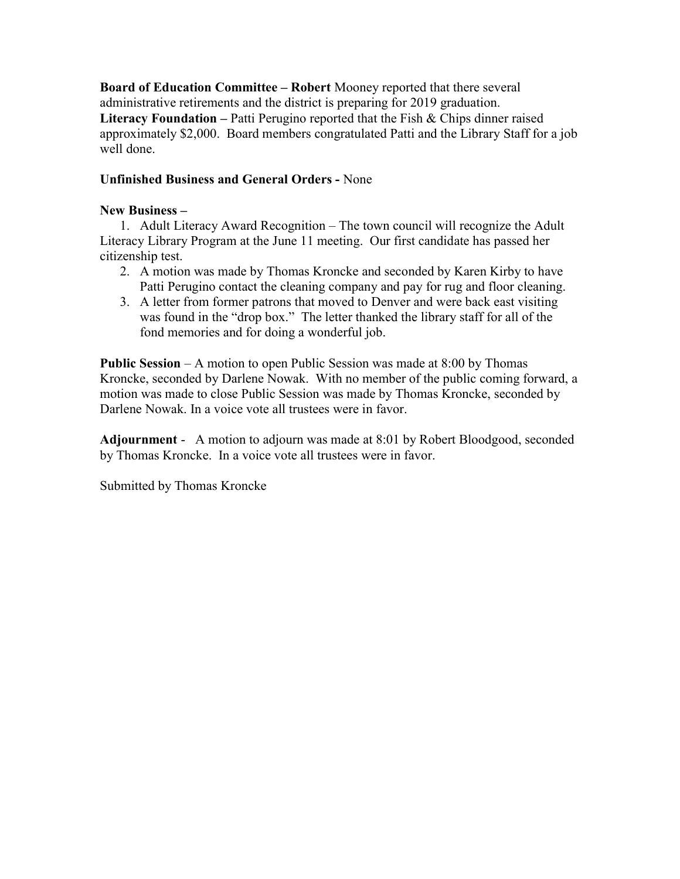**Board of Education Committee – Robert** Mooney reported that there several administrative retirements and the district is preparing for 2019 graduation.
**Literacy Foundation –** Patti Perugino reported that the Fish & Chips dinner raised approximately $2,000. Board members congratulated Patti and the Library Staff for a job well done.

**Unfinished Business and General Orders -** None

**New Business –**

1. Adult Literacy Award Recognition – The town council will recognize the Adult Literacy Library Program at the June 11 meeting. Our first candidate has passed her citizenship test.
2. A motion was made by Thomas Kroncke and seconded by Karen Kirby to have Patti Perugino contact the cleaning company and pay for rug and floor cleaning.
3. A letter from former patrons that moved to Denver and were back east visiting was found in the "drop box." The letter thanked the library staff for all of the fond memories and for doing a wonderful job.

**Public Session** – A motion to open Public Session was made at 8:00 by Thomas Kroncke, seconded by Darlene Nowak. With no member of the public coming forward, a motion was made to close Public Session was made by Thomas Kroncke, seconded by Darlene Nowak. In a voice vote all trustees were in favor.

**Adjournment** - A motion to adjourn was made at 8:01 by Robert Bloodgood, seconded by Thomas Kroncke. In a voice vote all trustees were in favor.

Submitted by Thomas Kroncke